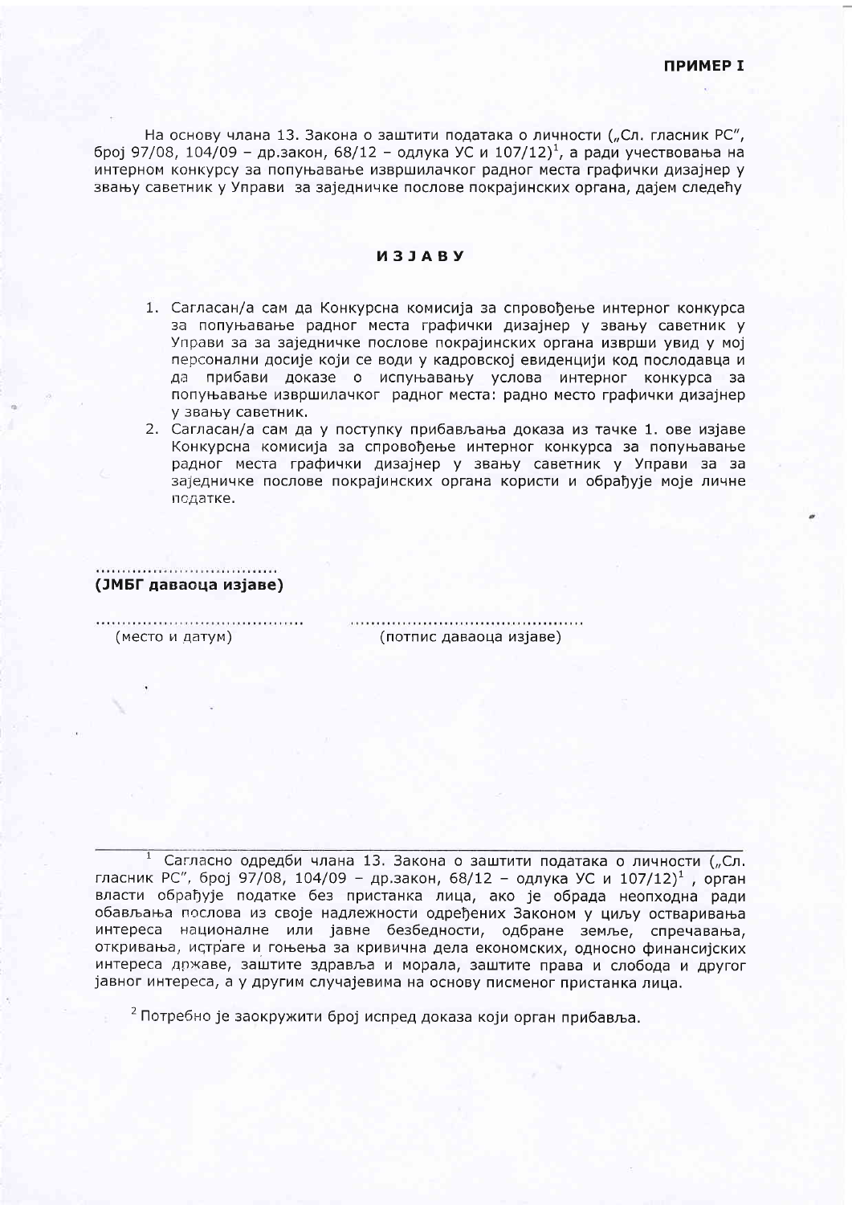**ПРИМЕР I**

На основу члана 13. Закона о заштити података о личности („Сл. гласник РС", број 97/08, 104/09 – др.закон, 68/12 – одлука УС и 107/12)[1], а ради учествовања на интерном конкурсу за попуњавање извршилачког радног места графички дизајнер у звању саветник у Управи за заједничке послове покрајинских органа, дајем следећу

## ИЗЈАВУ

1. Сагласан/а сам да Конкурсна комисија за спровођење интерног конкурса за попуњавање радног места графички дизајнер у звању саветник у Управи за за заједничке послове покрајинских органа изврши увид у мој персонални досије који се води у кадровској евиденцији код послодавца и да прибави доказе о испуњавању услова интерног конкурса за попуњавање извршилачког радног места: радно место графички дизајнер у звању саветник.
2. Сагласан/а сам да у поступку прибављања доказа из тачке 1. ове изјаве Конкурсна комисија за спровођење интерног конкурса за попуњавање радног места графички дизајнер у звању саветник у Управи за за заједничке послове покрајинских органа користи и обрађује моје личне податке.

..................................

**(ЈМБГ даваоца изјаве)**

.......................................... ..............................................

(место и датум) (потпис даваоца изјаве)

---

[1] Сагласно одредби члана 13. Закона о заштити података о личности („Сл. гласник РС", број 97/08, 104/09 – др.закон, 68/12 – одлука УС и 107/12)[1], орган власти обрађује податке без пристанка лица, ако је обрада неопходна ради обављања послова из своје надлежности одређених Законом у циљу остваривања интереса националне или јавне безбедности, одбране земље, спречавања, откривања, истраге и гоњења за кривична дела економских, односно финансијских интереса државе, заштите здравља и морала, заштите права и слобода и другог јавног интереса, а у другим случајевима на основу писменог пристанка лица.

[2] Потребно је заокружити број испред доказа који орган прибавља.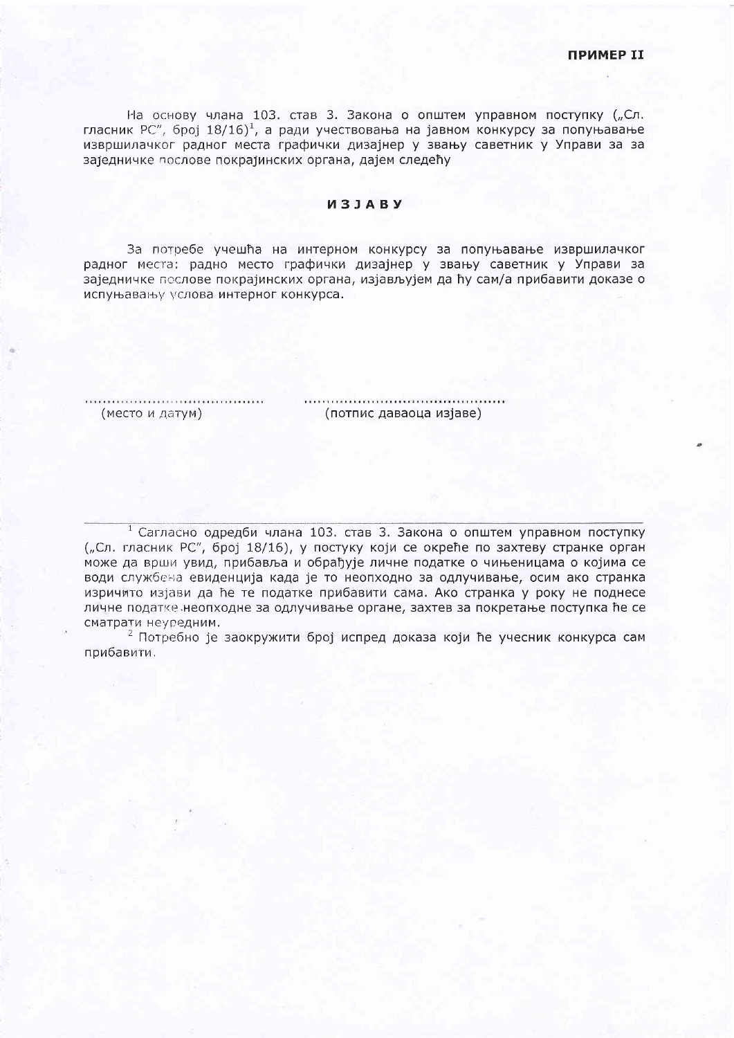**ПРИМЕР II**

На основу члана 103. став 3. Закона о општем управном поступку („Сл. гласник РС", број 18/16)[1], а ради учествовања на јавном конкурсу за попуњавање извршилачког радног места графички дизајнер у звању саветник у Управи за за заједничке послове покрајинских органа, дајем следећу

## ИЗЈАВУ

За потребе учешћа на интерном конкурсу за попуњавање извршилачког радног места: радно место графички дизајнер у звању саветник у Управи за заједничке послове покрајинских органа, изјављујем да ћу сам/а прибавити доказе о испуњавању услова интерног конкурса.

.......................................
(место и датум)

..............................................
(потпис даваоца изјаве)

---

[1] Сагласно одредби члана 103. став 3. Закона о општем управном поступку („Сл. гласник РС", број 18/16), у постуку који се окреће по захтеву странке орган може да врши увид, прибавља и обрађује личне податке о чињеницама о којима се води службена евиденција када је то неопходно за одлучивање, осим ако странка изричито изјави да ће те податке прибавити сама. Ако странка у року не поднесе личне податке неопходне за одлучивање органе, захтев за покретање поступка ће се сматрати неуредним.

[2] Потребно је заокружити број испред доказа који ће учесник конкурса сам прибавити.